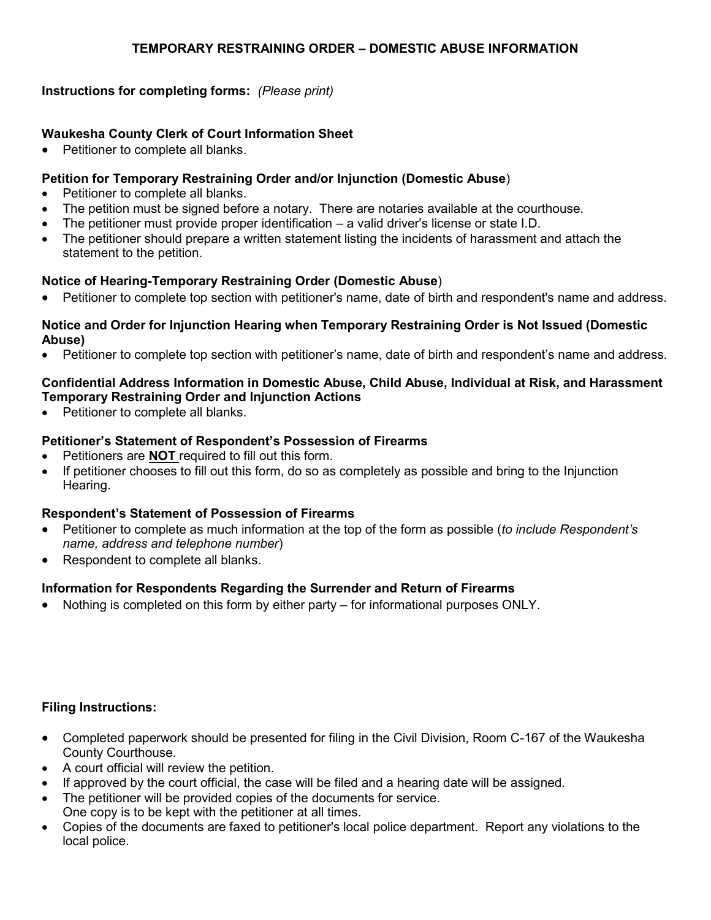# TEMPORARY RESTRAINING ORDER – DOMESTIC ABUSE INFORMATION

**Instructions for completing forms:** *(Please print)*

**Waukesha County Clerk of Court Information Sheet**

- Petitioner to complete all blanks.

**Petition for Temporary Restraining Order and/or Injunction (Domestic Abuse**)

- Petitioner to complete all blanks.
- The petition must be signed before a notary. There are notaries available at the courthouse.
- The petitioner must provide proper identification – a valid driver's license or state I.D.
- The petitioner should prepare a written statement listing the incidents of harassment and attach the statement to the petition.

**Notice of Hearing-Temporary Restraining Order (Domestic Abuse**)

- Petitioner to complete top section with petitioner's name, date of birth and respondent's name and address.

**Notice and Order for Injunction Hearing when Temporary Restraining Order is Not Issued (Domestic Abuse)**

- Petitioner to complete top section with petitioner's name, date of birth and respondent's name and address.

**Confidential Address Information in Domestic Abuse, Child Abuse, Individual at Risk, and Harassment Temporary Restraining Order and Injunction Actions**

- Petitioner to complete all blanks.

**Petitioner's Statement of Respondent's Possession of Firearms**

- Petitioners are **NOT** required to fill out this form.
- If petitioner chooses to fill out this form, do so as completely as possible and bring to the Injunction Hearing.

**Respondent's Statement of Possession of Firearms**

- Petitioner to complete as much information at the top of the form as possible (*to include Respondent's name, address and telephone number*)
- Respondent to complete all blanks.

**Information for Respondents Regarding the Surrender and Return of Firearms**

- Nothing is completed on this form by either party – for informational purposes ONLY.

**Filing Instructions:**

- Completed paperwork should be presented for filing in the Civil Division, Room C-167 of the Waukesha County Courthouse.
- A court official will review the petition.
- If approved by the court official, the case will be filed and a hearing date will be assigned.
- The petitioner will be provided copies of the documents for service. One copy is to be kept with the petitioner at all times.
- Copies of the documents are faxed to petitioner's local police department. Report any violations to the local police.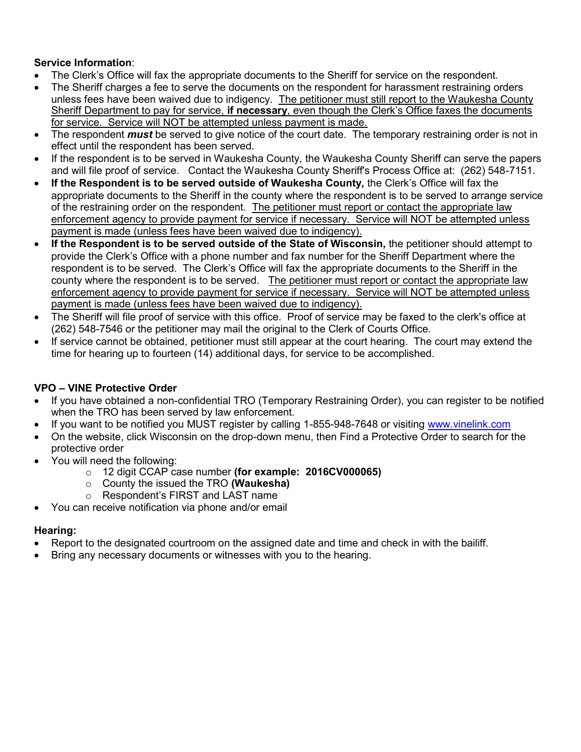**Service Information**:

- The Clerk's Office will fax the appropriate documents to the Sheriff for service on the respondent.
- The Sheriff charges a fee to serve the documents on the respondent for harassment restraining orders unless fees have been waived due to indigency. <u>The petitioner must still report to the Waukesha County Sheriff Department to pay for service, **if necessary**, even though the Clerk's Office faxes the documents for service. Service will NOT be attempted unless payment is made.</u>
- The respondent ***must*** be served to give notice of the court date. The temporary restraining order is not in effect until the respondent has been served.
- If the respondent is to be served in Waukesha County, the Waukesha County Sheriff can serve the papers and will file proof of service. Contact the Waukesha County Sheriff's Process Office at: (262) 548-7151.
- **If the Respondent is to be served outside of Waukesha County,** the Clerk's Office will fax the appropriate documents to the Sheriff in the county where the respondent is to be served to arrange service of the restraining order on the respondent. <u>The petitioner must report or contact the appropriate law enforcement agency to provide payment for service if necessary. Service will NOT be attempted unless payment is made (unless fees have been waived due to indigency).</u>
- **If the Respondent is to be served outside of the State of Wisconsin,** the petitioner should attempt to provide the Clerk's Office with a phone number and fax number for the Sheriff Department where the respondent is to be served. The Clerk's Office will fax the appropriate documents to the Sheriff in the county where the respondent is to be served. <u>The petitioner must report or contact the appropriate law enforcement agency to provide payment for service if necessary. Service will NOT be attempted unless payment is made (unless fees have been waived due to indigency).</u>
- The Sheriff will file proof of service with this office. Proof of service may be faxed to the clerk's office at (262) 548-7546 or the petitioner may mail the original to the Clerk of Courts Office.
- If service cannot be obtained, petitioner must still appear at the court hearing. The court may extend the time for hearing up to fourteen (14) additional days, for service to be accomplished.

**VPO – VINE Protective Order**

- If you have obtained a non-confidential TRO (Temporary Restraining Order), you can register to be notified when the TRO has been served by law enforcement.
- If you want to be notified you MUST register by calling 1-855-948-7648 or visiting [www.vinelink.com](http://www.vinelink.com)
- On the website, click Wisconsin on the drop-down menu, then Find a Protective Order to search for the protective order
- You will need the following:
  - 12 digit CCAP case number **(for example: 2016CV000065)**
  - County the issued the TRO **(Waukesha)**
  - Respondent's FIRST and LAST name
- You can receive notification via phone and/or email

**Hearing:**

- Report to the designated courtroom on the assigned date and time and check in with the bailiff.
- Bring any necessary documents or witnesses with you to the hearing.